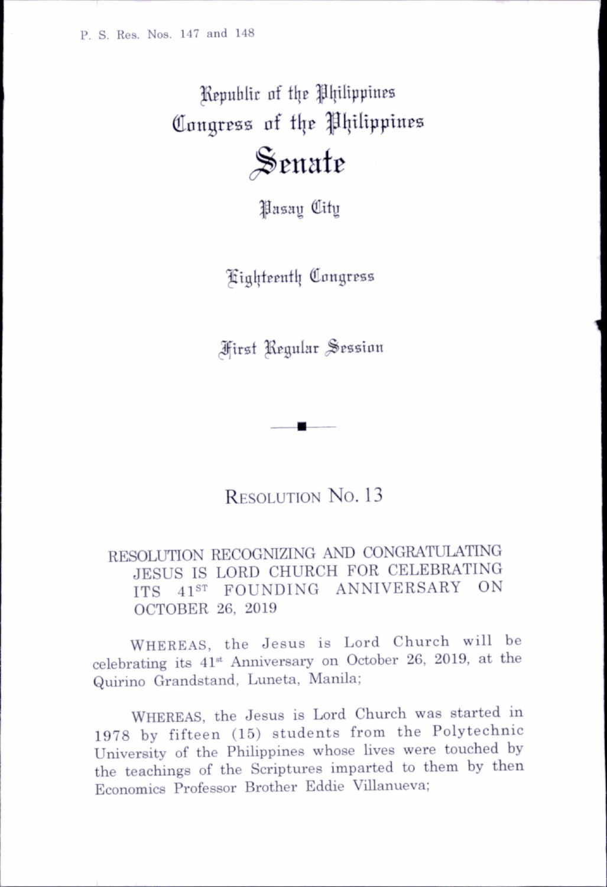P. S. Res. Nos. 147 and 148

Republic of the Philippines
Congress of the Philippines

# Senate

Pasay City

Eighteenth Congress

First Regular Session

## Resolution No. 13

RESOLUTION RECOGNIZING AND CONGRATULATING JESUS IS LORD CHURCH FOR CELEBRATING ITS 41ST FOUNDING ANNIVERSARY ON OCTOBER 26, 2019

WHEREAS, the Jesus is Lord Church will be celebrating its 41st Anniversary on October 26, 2019, at the Quirino Grandstand, Luneta, Manila;

WHEREAS, the Jesus is Lord Church was started in 1978 by fifteen (15) students from the Polytechnic University of the Philippines whose lives were touched by the teachings of the Scriptures imparted to them by then Economics Professor Brother Eddie Villanueva;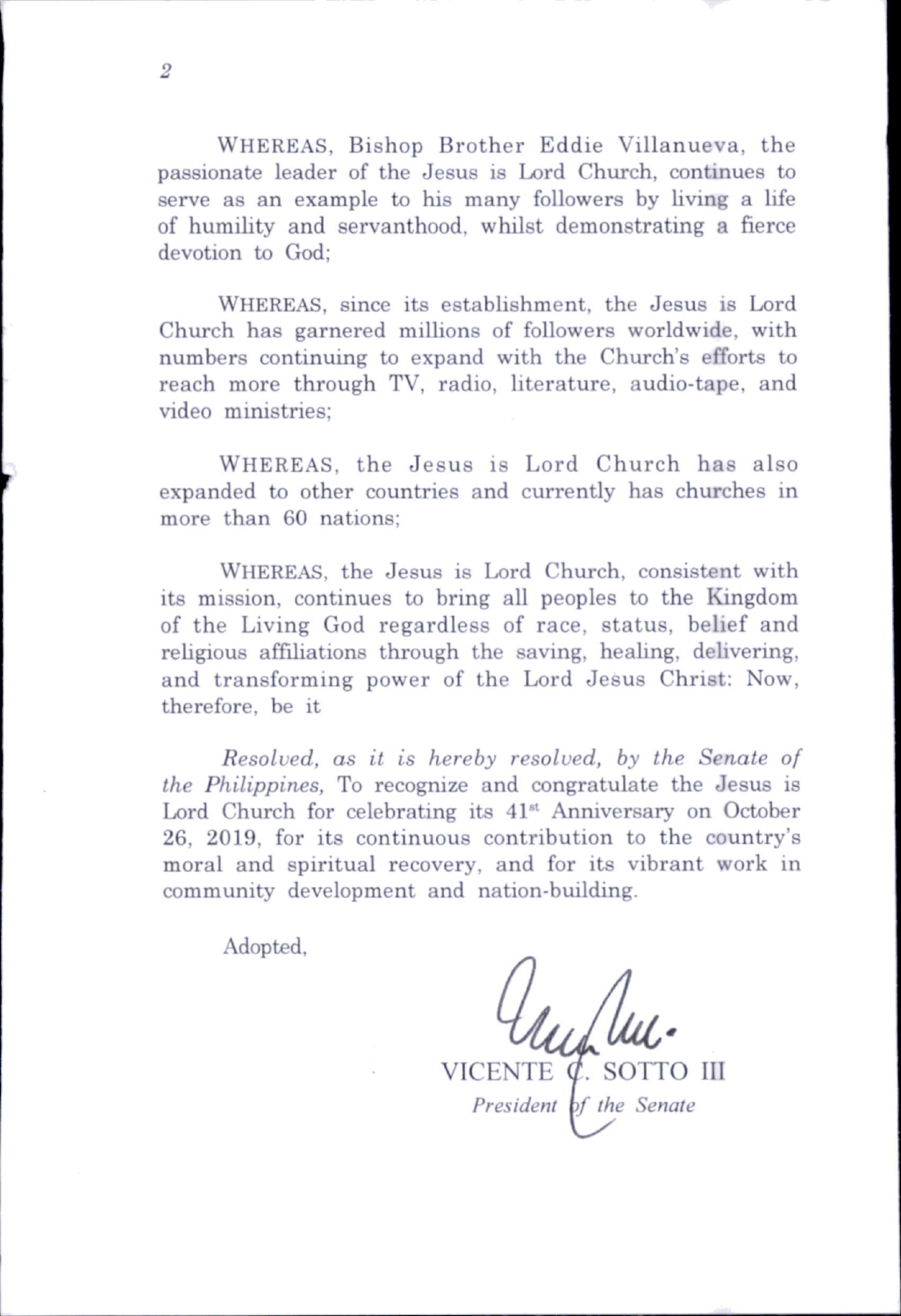WHEREAS, Bishop Brother Eddie Villanueva, the passionate leader of the Jesus is Lord Church, continues to serve as an example to his many followers by living a life of humility and servanthood, whilst demonstrating a fierce devotion to God;

WHEREAS, since its establishment, the Jesus is Lord Church has garnered millions of followers worldwide, with numbers continuing to expand with the Church's efforts to reach more through TV, radio, literature, audio-tape, and video ministries;

WHEREAS, the Jesus is Lord Church has also expanded to other countries and currently has churches in more than 60 nations;

WHEREAS, the Jesus is Lord Church, consistent with its mission, continues to bring all peoples to the Kingdom of the Living God regardless of race, status, belief and religious affiliations through the saving, healing, delivering, and transforming power of the Lord Jesus Christ: Now, therefore, be it

*Resolved, as it is hereby resolved, by the Senate of the Philippines,* To recognize and congratulate the Jesus is Lord Church for celebrating its 41st Anniversary on October 26, 2019, for its continuous contribution to the country's moral and spiritual recovery, and for its vibrant work in community development and nation-building.

Adopted,

VICENTE C. SOTTO III
*President of the Senate*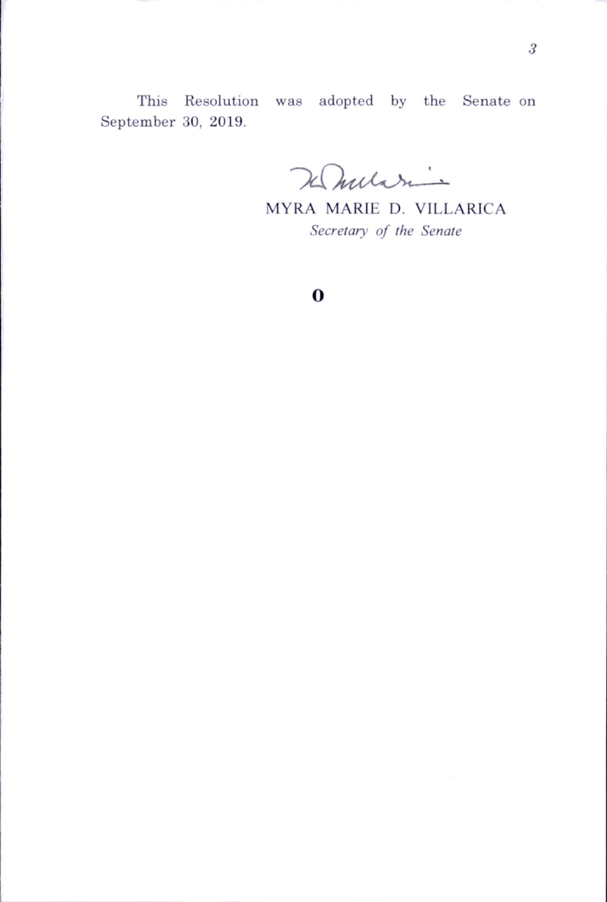This Resolution was adopted by the Senate on September 30, 2019.

MYRA MARIE D. VILLARICA
*Secretary of the Senate*

O